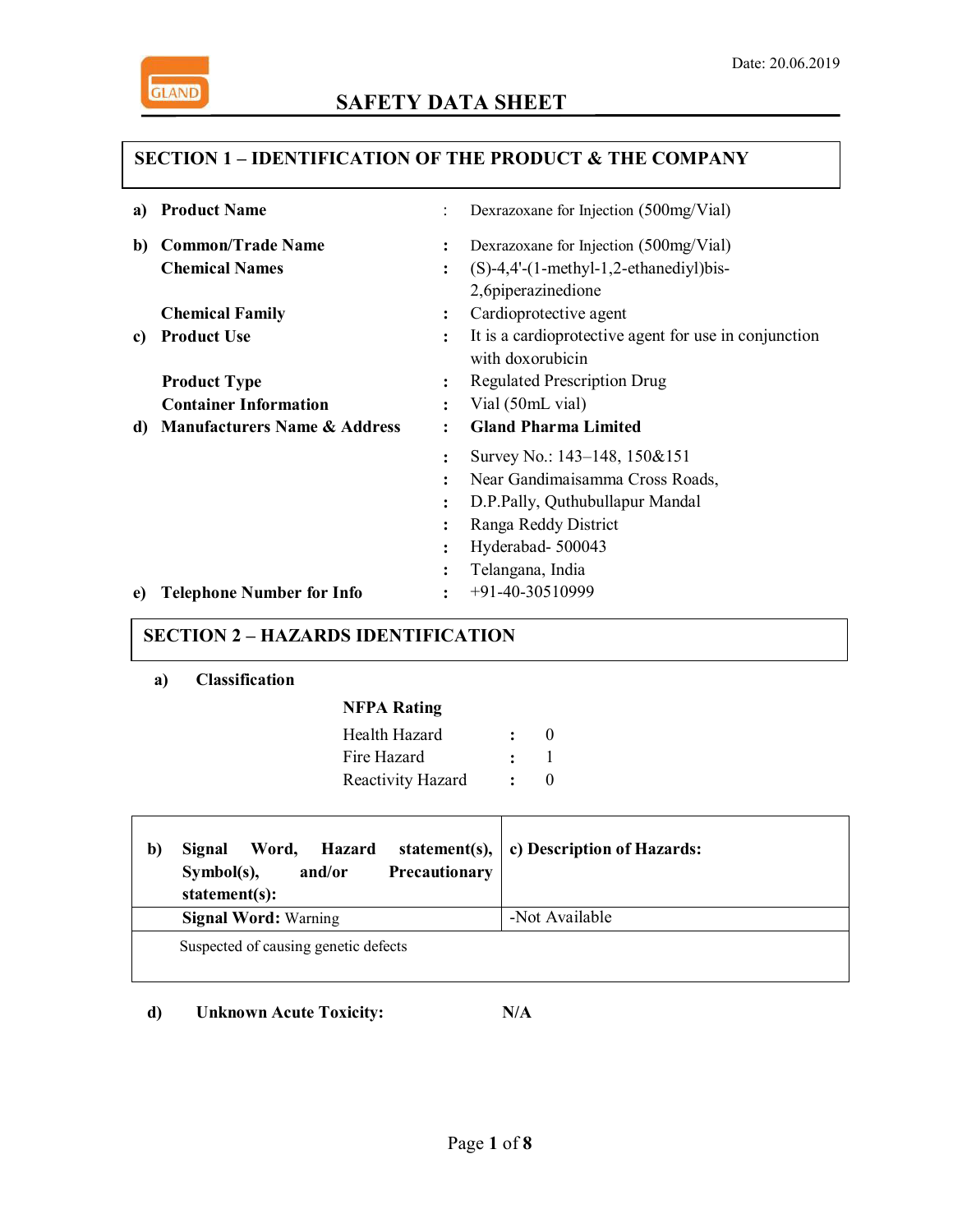GLAND

Date: 20.06.2019

# SAFETY DATA SHEET

## SECTION 1 – IDENTIFICATION OF THE PRODUCT & THE COMPANY

**a) Product Name** : Dexrazoxane for Injection (500mg/Vial)

**b) Common/Trade Name** : Dexrazoxane for Injection (500mg/Vial)

**Chemical Names** : (S)-4,4'-(1-methyl-1,2-ethanediyl)bis-2,6piperazinedione

**Chemical Family** : Cardioprotective agent

**c) Product Use** : It is a cardioprotective agent for use in conjunction with doxorubicin

**Product Type** : Regulated Prescription Drug

**Container Information** : Vial (50mL vial)

**d) Manufacturers Name & Address** : **Gland Pharma Limited**
: Survey No.: 143–148, 150&151
: Near Gandimaisamma Cross Roads,
: D.P.Pally, Quthubullapur Mandal
: Ranga Reddy District
: Hyderabad- 500043
: Telangana, India

**e) Telephone Number for Info** : +91-40-30510999

## SECTION 2 – HAZARDS IDENTIFICATION

**a) Classification**

**NFPA Rating**

| | | |
|---|---|---|
| Health Hazard | : | 0 |
| Fire Hazard | : | 1 |
| Reactivity Hazard | : | 0 |

| **b) Signal Word, Hazard statement(s), Symbol(s), and/or Precautionary statement(s):** | **c) Description of Hazards:** |
|---|---|
| **Signal Word:** Warning | -Not Available |
| Suspected of causing genetic defects | |

**d) Unknown Acute Toxicity:** N/A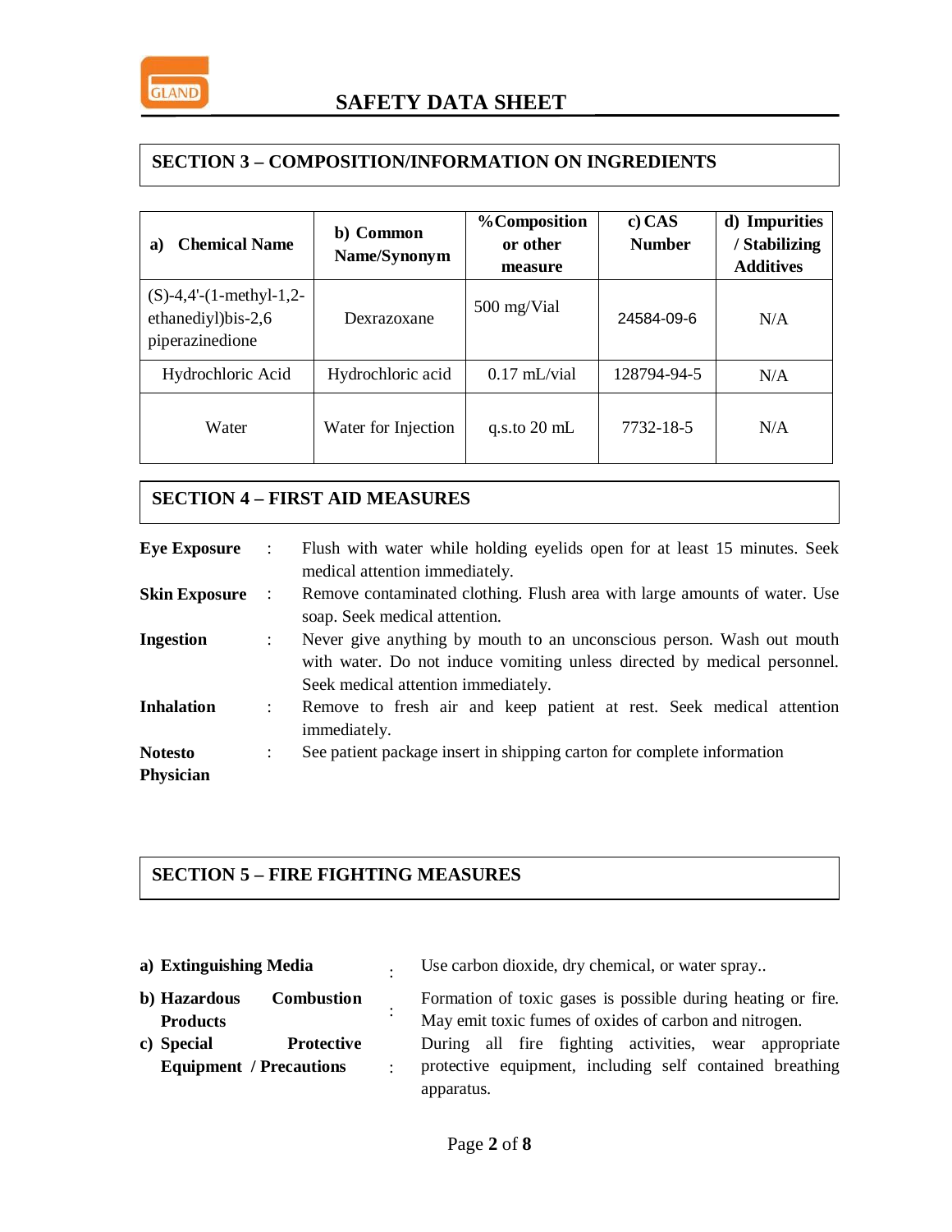## SECTION 3 – COMPOSITION/INFORMATION ON INGREDIENTS

| a) Chemical Name | b) Common Name/Synonym | %Composition or other measure | c) CAS Number | d) Impurities / Stabilizing Additives |
|---|---|---|---|---|
| (S)-4,4'-(1-methyl-1,2-ethanediyl)bis-2,6 piperazinedione | Dexrazoxane | 500 mg/Vial | 24584-09-6 | N/A |
| Hydrochloric Acid | Hydrochloric acid | 0.17 mL/vial | 128794-94-5 | N/A |
| Water | Water for Injection | q.s.to 20 mL | 7732-18-5 | N/A |

## SECTION 4 – FIRST AID MEASURES

**Eye Exposure** : Flush with water while holding eyelids open for at least 15 minutes. Seek medical attention immediately.

**Skin Exposure** : Remove contaminated clothing. Flush area with large amounts of water. Use soap. Seek medical attention.

**Ingestion** : Never give anything by mouth to an unconscious person. Wash out mouth with water. Do not induce vomiting unless directed by medical personnel. Seek medical attention immediately.

**Inhalation** : Remove to fresh air and keep patient at rest. Seek medical attention immediately.

**Notesto Physician** : See patient package insert in shipping carton for complete information

## SECTION 5 – FIRE FIGHTING MEASURES

**a) Extinguishing Media** : Use carbon dioxide, dry chemical, or water spray..

**b) Hazardous Combustion Products** : Formation of toxic gases is possible during heating or fire. May emit toxic fumes of oxides of carbon and nitrogen.

**c) Special Protective Equipment / Precautions** : During all fire fighting activities, wear appropriate protective equipment, including self contained breathing apparatus.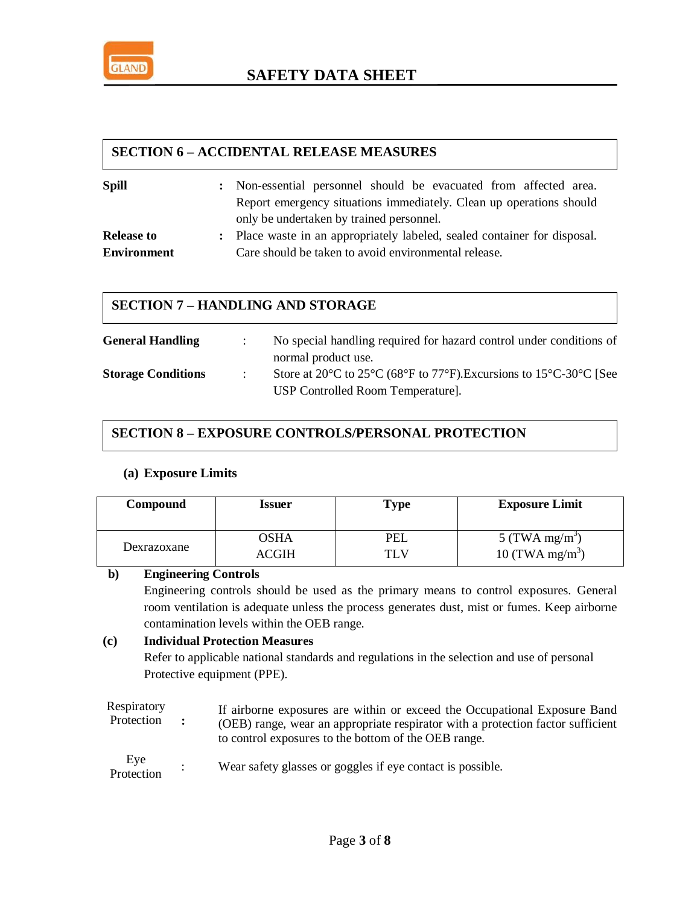## SECTION 6 – ACCIDENTAL RELEASE MEASURES

**Spill** : Non-essential personnel should be evacuated from affected area. Report emergency situations immediately. Clean up operations should only be undertaken by trained personnel.

**Release to Environment** : Place waste in an appropriately labeled, sealed container for disposal. Care should be taken to avoid environmental release.

## SECTION 7 – HANDLING AND STORAGE

**General Handling** : No special handling required for hazard control under conditions of normal product use.

**Storage Conditions** : Store at 20°C to 25°C (68°F to 77°F).Excursions to 15°C-30°C [See USP Controlled Room Temperature].

## SECTION 8 – EXPOSURE CONTROLS/PERSONAL PROTECTION

### (a) Exposure Limits

| Compound | Issuer | Type | Exposure Limit |
|---|---|---|---|
| Dexrazoxane | OSHA<br>ACGIH | PEL<br>TLV | 5 (TWA mg/$m^3$)<br>10 (TWA mg/$m^3$) |

### b) Engineering Controls

Engineering controls should be used as the primary means to control exposures. General room ventilation is adequate unless the process generates dust, mist or fumes. Keep airborne contamination levels within the OEB range.

### (c) Individual Protection Measures

Refer to applicable national standards and regulations in the selection and use of personal Protective equipment (PPE).

Respiratory Protection : If airborne exposures are within or exceed the Occupational Exposure Band (OEB) range, wear an appropriate respirator with a protection factor sufficient to control exposures to the bottom of the OEB range.

Eye Protection : Wear safety glasses or goggles if eye contact is possible.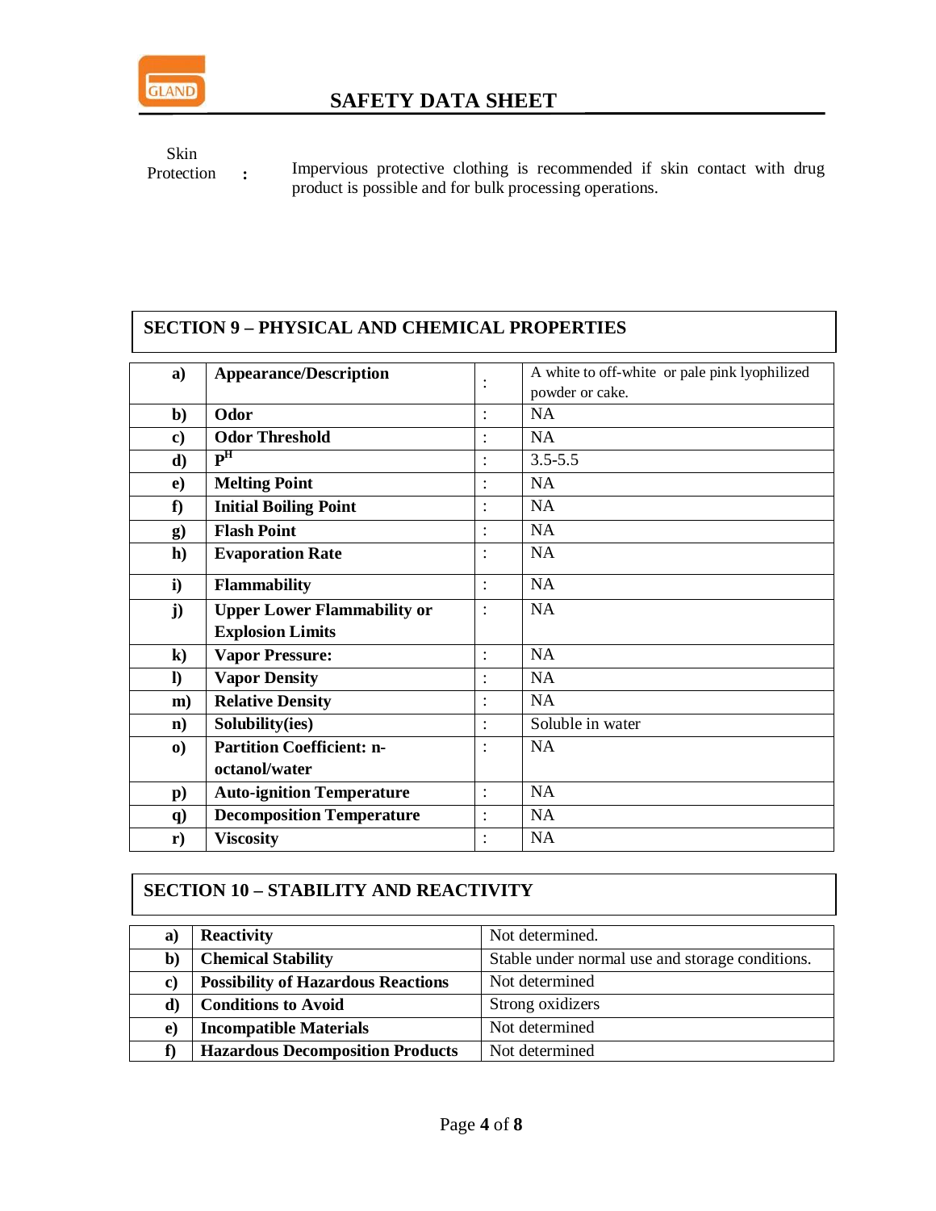Skin Protection : Impervious protective clothing is recommended if skin contact with drug product is possible and for bulk processing operations.

## SECTION 9 – PHYSICAL AND CHEMICAL PROPERTIES

| | | | |
|---|---|---|---|
| **a)** | **Appearance/Description** | : | A white to off-white or pale pink lyophilized powder or cake. |
| **b)** | **Odor** | : | NA |
| **c)** | **Odor Threshold** | : | NA |
| **d)** | **P$^H$** | : | 3.5-5.5 |
| **e)** | **Melting Point** | : | NA |
| **f)** | **Initial Boiling Point** | : | NA |
| **g)** | **Flash Point** | : | NA |
| **h)** | **Evaporation Rate** | : | NA |
| **i)** | **Flammability** | : | NA |
| **j)** | **Upper Lower Flammability or Explosion Limits** | : | NA |
| **k)** | **Vapor Pressure:** | : | NA |
| **l)** | **Vapor Density** | : | NA |
| **m)** | **Relative Density** | : | NA |
| **n)** | **Solubility(ies)** | : | Soluble in water |
| **o)** | **Partition Coefficient: n-octanol/water** | : | NA |
| **p)** | **Auto-ignition Temperature** | : | NA |
| **q)** | **Decomposition Temperature** | : | NA |
| **r)** | **Viscosity** | : | NA |

## SECTION 10 – STABILITY AND REACTIVITY

| | | |
|---|---|---|
| **a)** | **Reactivity** | Not determined. |
| **b)** | **Chemical Stability** | Stable under normal use and storage conditions. |
| **c)** | **Possibility of Hazardous Reactions** | Not determined |
| **d)** | **Conditions to Avoid** | Strong oxidizers |
| **e)** | **Incompatible Materials** | Not determined |
| **f)** | **Hazardous Decomposition Products** | Not determined |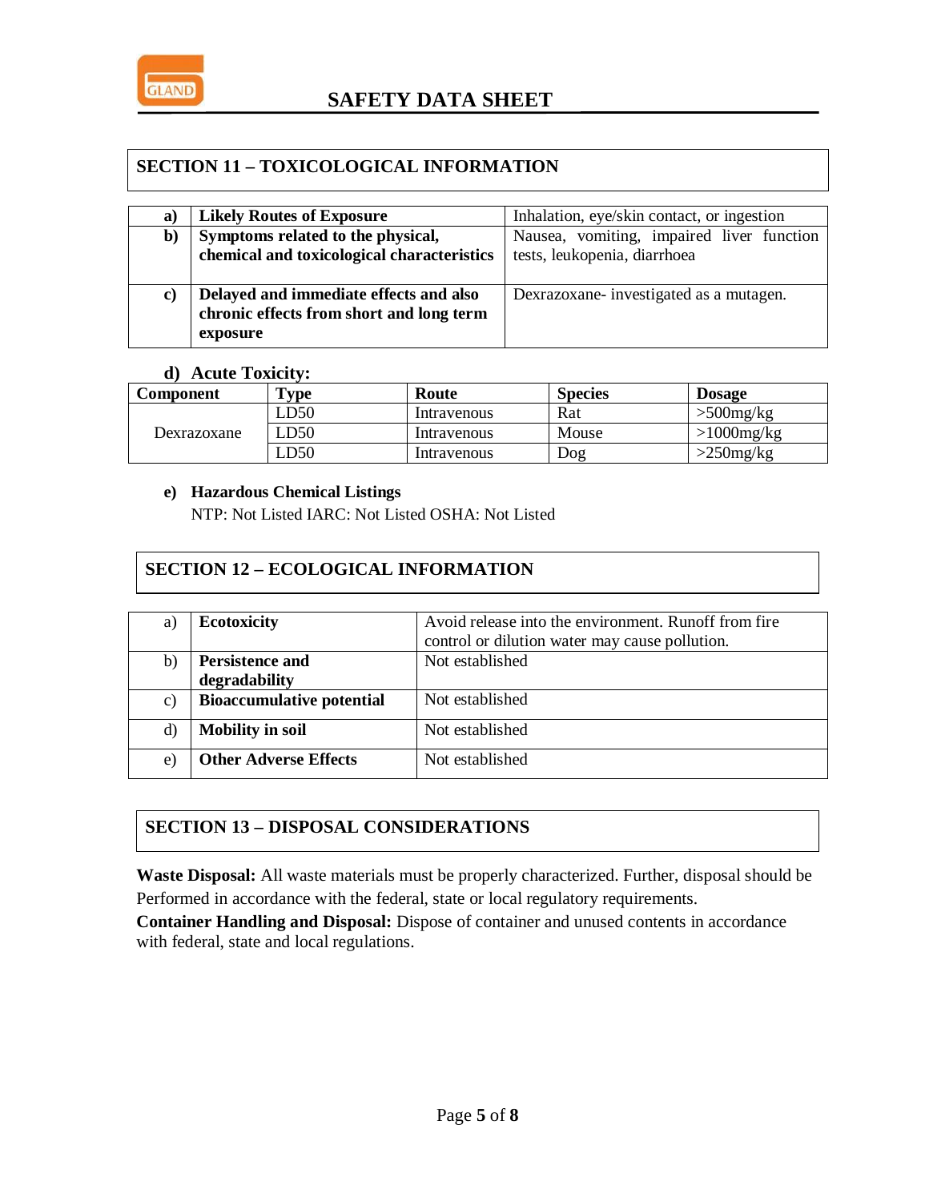## SECTION 11 – TOXICOLOGICAL INFORMATION

| | | |
|---|---|---|
| **a)** | **Likely Routes of Exposure** | Inhalation, eye/skin contact, or ingestion |
| **b)** | **Symptoms related to the physical, chemical and toxicological characteristics** | Nausea, vomiting, impaired liver function tests, leukopenia, diarrhoea |
| **c)** | **Delayed and immediate effects and also chronic effects from short and long term exposure** | Dexrazoxane- investigated as a mutagen. |

**d) Acute Toxicity:**

| **Component** | **Type** | **Route** | **Species** | **Dosage** |
|---|---|---|---|---|
| Dexrazoxane | LD50 | Intravenous | Rat | >500mg/kg |
| | LD50 | Intravenous | Mouse | >1000mg/kg |
| | LD50 | Intravenous | Dog | >250mg/kg |

**e) Hazardous Chemical Listings**

NTP: Not Listed IARC: Not Listed OSHA: Not Listed

## SECTION 12 – ECOLOGICAL INFORMATION

| | | |
|---|---|---|
| a) | **Ecotoxicity** | Avoid release into the environment. Runoff from fire control or dilution water may cause pollution. |
| b) | **Persistence and degradability** | Not established |
| c) | **Bioaccumulative potential** | Not established |
| d) | **Mobility in soil** | Not established |
| e) | **Other Adverse Effects** | Not established |

## SECTION 13 – DISPOSAL CONSIDERATIONS

**Waste Disposal:** All waste materials must be properly characterized. Further, disposal should be Performed in accordance with the federal, state or local regulatory requirements.

**Container Handling and Disposal:** Dispose of container and unused contents in accordance with federal, state and local regulations.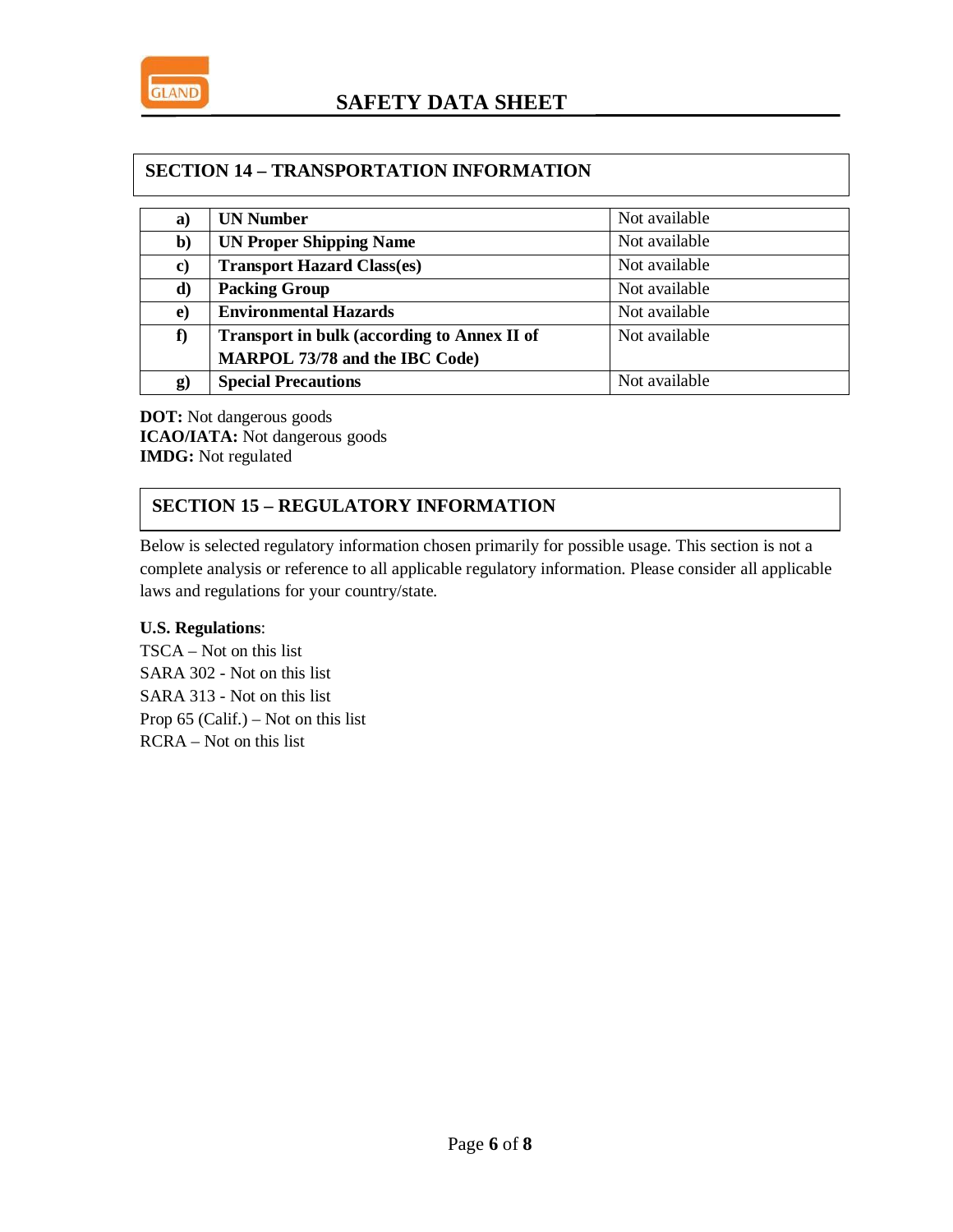## SECTION 14 – TRANSPORTATION INFORMATION

| | | |
|---|---|---|
| **a)** | **UN Number** | Not available |
| **b)** | **UN Proper Shipping Name** | Not available |
| **c)** | **Transport Hazard Class(es)** | Not available |
| **d)** | **Packing Group** | Not available |
| **e)** | **Environmental Hazards** | Not available |
| **f)** | **Transport in bulk (according to Annex II of MARPOL 73/78 and the IBC Code)** | Not available |
| **g)** | **Special Precautions** | Not available |

**DOT:** Not dangerous goods
**ICAO/IATA:** Not dangerous goods
**IMDG:** Not regulated

## SECTION 15 – REGULATORY INFORMATION

Below is selected regulatory information chosen primarily for possible usage. This section is not a complete analysis or reference to all applicable regulatory information. Please consider all applicable laws and regulations for your country/state.

**U.S. Regulations**:
TSCA – Not on this list
SARA 302 - Not on this list
SARA 313 - Not on this list
Prop 65 (Calif.) – Not on this list
RCRA – Not on this list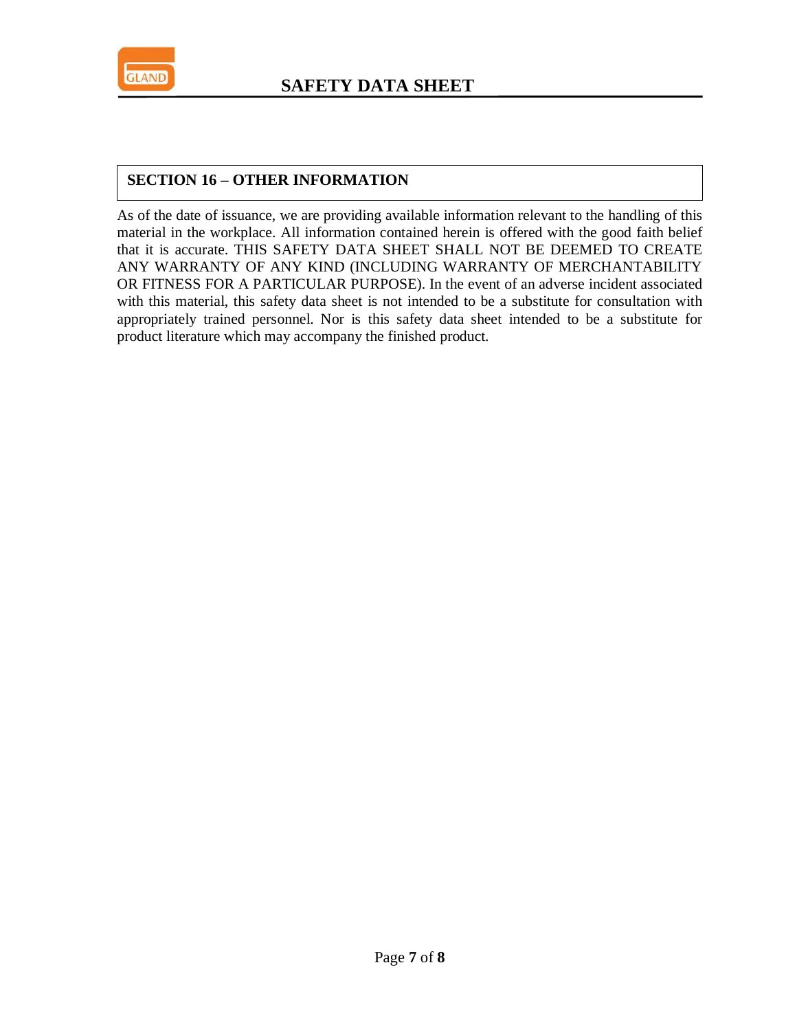## SECTION 16 – OTHER INFORMATION

As of the date of issuance, we are providing available information relevant to the handling of this material in the workplace. All information contained herein is offered with the good faith belief that it is accurate. THIS SAFETY DATA SHEET SHALL NOT BE DEEMED TO CREATE ANY WARRANTY OF ANY KIND (INCLUDING WARRANTY OF MERCHANTABILITY OR FITNESS FOR A PARTICULAR PURPOSE). In the event of an adverse incident associated with this material, this safety data sheet is not intended to be a substitute for consultation with appropriately trained personnel. Nor is this safety data sheet intended to be a substitute for product literature which may accompany the finished product.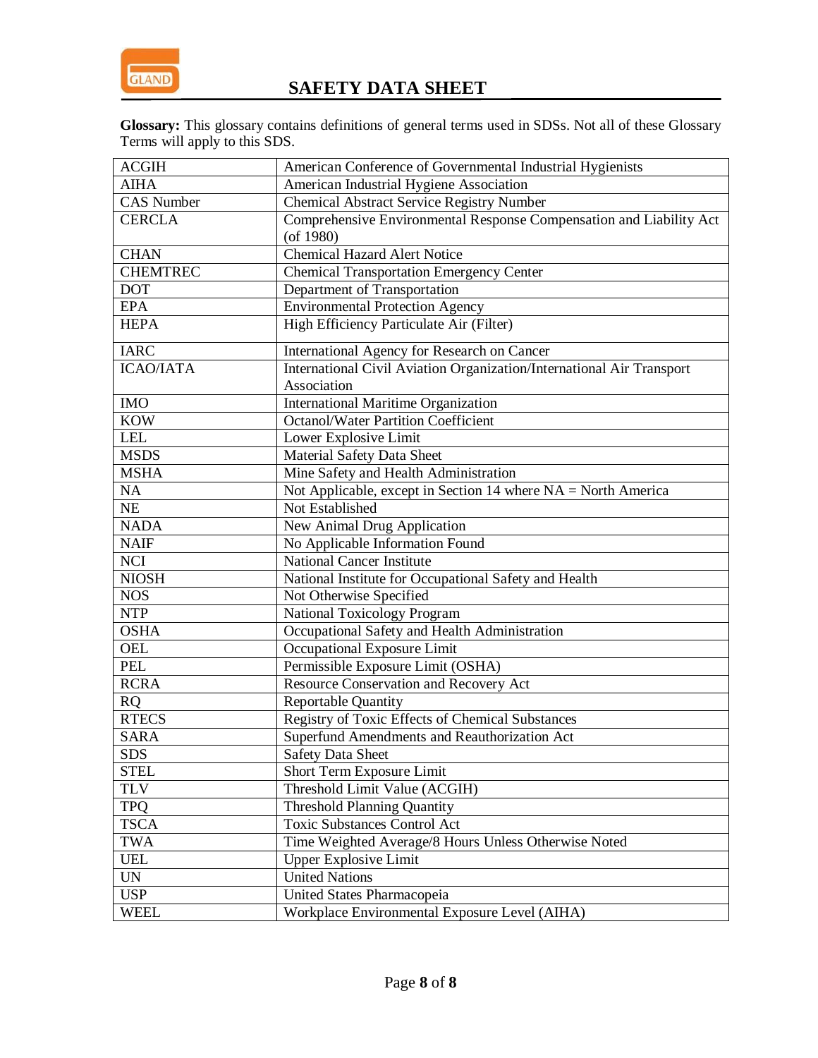# SAFETY DATA SHEET

**Glossary:** This glossary contains definitions of general terms used in SDSs. Not all of these Glossary Terms will apply to this SDS.

| | |
|---|---|
| ACGIH | American Conference of Governmental Industrial Hygienists |
| AIHA | American Industrial Hygiene Association |
| CAS Number | Chemical Abstract Service Registry Number |
| CERCLA | Comprehensive Environmental Response Compensation and Liability Act (of 1980) |
| CHAN | Chemical Hazard Alert Notice |
| CHEMTREC | Chemical Transportation Emergency Center |
| DOT | Department of Transportation |
| EPA | Environmental Protection Agency |
| HEPA | High Efficiency Particulate Air (Filter) |
| IARC | International Agency for Research on Cancer |
| ICAO/IATA | International Civil Aviation Organization/International Air Transport Association |
| IMO | International Maritime Organization |
| KOW | Octanol/Water Partition Coefficient |
| LEL | Lower Explosive Limit |
| MSDS | Material Safety Data Sheet |
| MSHA | Mine Safety and Health Administration |
| NA | Not Applicable, except in Section 14 where NA = North America |
| NE | Not Established |
| NADA | New Animal Drug Application |
| NAIF | No Applicable Information Found |
| NCI | National Cancer Institute |
| NIOSH | National Institute for Occupational Safety and Health |
| NOS | Not Otherwise Specified |
| NTP | National Toxicology Program |
| OSHA | Occupational Safety and Health Administration |
| OEL | Occupational Exposure Limit |
| PEL | Permissible Exposure Limit (OSHA) |
| RCRA | Resource Conservation and Recovery Act |
| RQ | Reportable Quantity |
| RTECS | Registry of Toxic Effects of Chemical Substances |
| SARA | Superfund Amendments and Reauthorization Act |
| SDS | Safety Data Sheet |
| STEL | Short Term Exposure Limit |
| TLV | Threshold Limit Value (ACGIH) |
| TPQ | Threshold Planning Quantity |
| TSCA | Toxic Substances Control Act |
| TWA | Time Weighted Average/8 Hours Unless Otherwise Noted |
| UEL | Upper Explosive Limit |
| UN | United Nations |
| USP | United States Pharmacopeia |
| WEEL | Workplace Environmental Exposure Level (AIHA) |